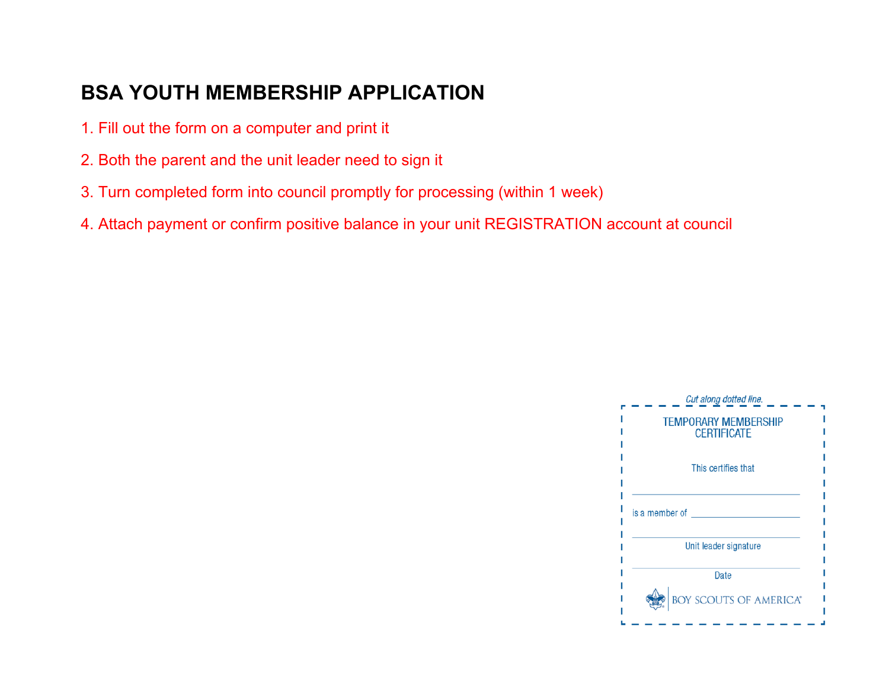# BSA YOUTH MEMBERSHIP APPLICATION

1. Fill out the form on a computer and print it
2. Both the parent and the unit leader need to sign it
3. Turn completed form into council promptly for processing (within 1 week)
4. Attach payment or confirm positive balance in your unit REGISTRATION account at council

*Cut along dotted line.*

TEMPORARY MEMBERSHIP CERTIFICATE

This certifies that

\_\_\_\_\_\_\_\_\_\_\_\_\_\_\_\_\_\_\_\_\_\_\_\_\_\_\_\_\_\_\_\_

is a member of \_\_\_\_\_\_\_\_\_\_\_\_\_\_\_\_\_\_\_\_

\_\_\_\_\_\_\_\_\_\_\_\_\_\_\_\_\_\_\_\_\_\_\_\_\_\_\_\_\_\_\_\_

Unit leader signature

\_\_\_\_\_\_\_\_\_\_\_\_\_\_\_\_\_\_\_\_\_\_\_\_\_\_\_\_\_\_\_\_

Date

BOY SCOUTS OF AMERICA®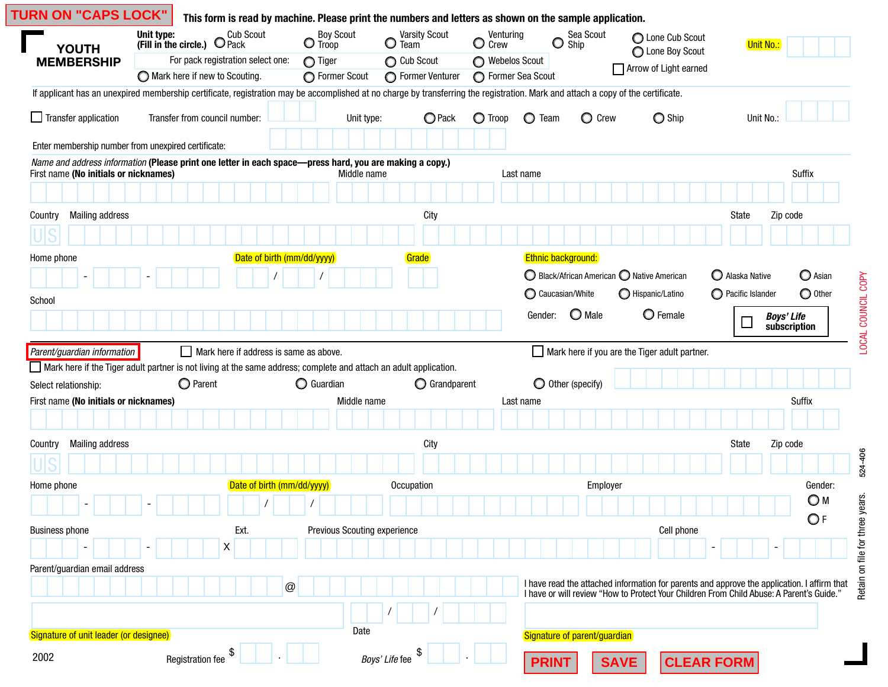TURN ON "CAPS LOCK"

This form is read by machine. Please print the numbers and letters as shown on the sample application.

# YOUTH MEMBERSHIP

**Unit type: (Fill in the circle.)**
○ Cub Scout Pack ○ Boy Scout Troop ○ Varsity Scout Team ○ Venturing Crew ○ Sea Scout Ship ○ Lone Cub Scout ○ Lone Boy Scout

Unit No.:

For pack registration select one: ○ Tiger ○ Cub Scout ○ Webelos Scout

○ Mark here if new to Scouting. ○ Former Scout ○ Former Venturer ○ Former Sea Scout

☐ Arrow of Light earned

If applicant has an unexpired membership certificate, registration may be accomplished at no charge by transferring the registration. Mark and attach a copy of the certificate.

☐ Transfer application Transfer from council number: Unit type: ○ Pack ○ Troop ○ Team ○ Crew ○ Ship Unit No.:

Enter membership number from unexpired certificate:

*Name and address information* **(Please print one letter in each space—press hard, you are making a copy.)**

First name **(No initials or nicknames)** Middle name Last name Suffix

Country: US Mailing address City State Zip code

Home phone - - Date of birth (mm/dd/yyyy) / / Grade

Ethnic background:
○ Black/African American ○ Native American ○ Alaska Native ○ Asian
○ Caucasian/White ○ Hispanic/Latino ○ Pacific Islander ○ Other

School

Gender: ○ Male ○ Female

☐ ***Boys' Life* subscription**

LOCAL COUNCIL COPY

*Parent/guardian information* ☐ Mark here if address is same as above. ☐ Mark here if you are the Tiger adult partner.

☐ Mark here if the Tiger adult partner is not living at the same address; complete and attach an adult application.

Select relationship: ○ Parent ○ Guardian ○ Grandparent ○ Other (specify)

First name **(No initials or nicknames)** Middle name Last name Suffix

Country: US Mailing address City State Zip code

Home phone - - Date of birth (mm/dd/yyyy) / / Occupation Employer Gender: ○ M ○ F

Business phone - - Ext. X Previous Scouting experience Cell phone - -

Parent/guardian email address @

I have read the attached information for parents and approve the application. I affirm that I have or will review "How to Protect Your Children From Child Abuse: A Parent's Guide."

Signature of unit leader (or designee) Date / / Signature of parent/guardian

2002 Registration fee $ . *Boys' Life* fee $ .

PRINT SAVE CLEAR FORM

Retain on file for three years. 524-406